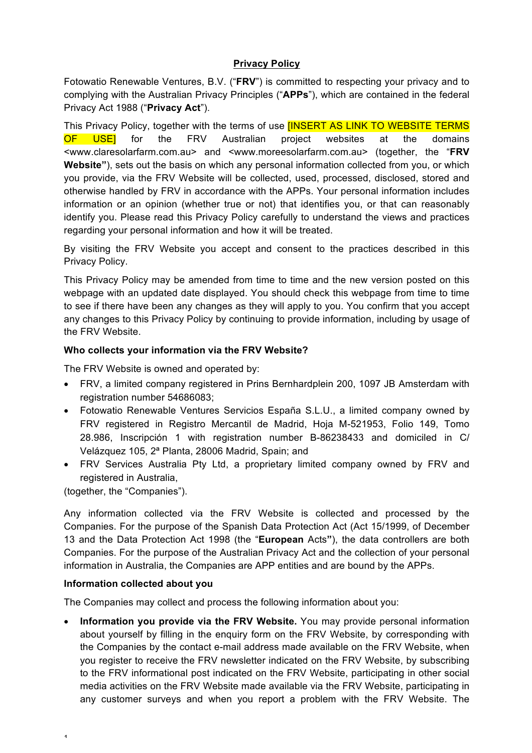# Privacy Policy

Fotowatio Renewable Ventures, B.V. ("**FRV**") is committed to respecting your privacy and to complying with the Australian Privacy Principles ("**APPs**"), which are contained in the federal Privacy Act 1988 ("**Privacy Act**").

This Privacy Policy, together with the terms of use [INSERT AS LINK TO WEBSITE TERMS OF USE] for the FRV Australian project websites at the domains <www.claresolarfarm.com.au> and <www.moreesolarfarm.com.au> (together, the "**FRV Website"**), sets out the basis on which any personal information collected from you, or which you provide, via the FRV Website will be collected, used, processed, disclosed, stored and otherwise handled by FRV in accordance with the APPs. Your personal information includes information or an opinion (whether true or not) that identifies you, or that can reasonably identify you. Please read this Privacy Policy carefully to understand the views and practices regarding your personal information and how it will be treated.

By visiting the FRV Website you accept and consent to the practices described in this Privacy Policy.

This Privacy Policy may be amended from time to time and the new version posted on this webpage with an updated date displayed. You should check this webpage from time to time to see if there have been any changes as they will apply to you. You confirm that you accept any changes to this Privacy Policy by continuing to provide information, including by usage of the FRV Website.

**Who collects your information via the FRV Website?**

The FRV Website is owned and operated by:

- FRV, a limited company registered in Prins Bernhardplein 200, 1097 JB Amsterdam with registration number 54686083;
- Fotowatio Renewable Ventures Servicios España S.L.U., a limited company owned by FRV registered in Registro Mercantil de Madrid, Hoja M-521953, Folio 149, Tomo 28.986, Inscripción 1 with registration number B-86238433 and domiciled in C/ Velázquez 105, 2ª Planta, 28006 Madrid, Spain; and
- FRV Services Australia Pty Ltd, a proprietary limited company owned by FRV and registered in Australia,

(together, the "Companies").

Any information collected via the FRV Website is collected and processed by the Companies. For the purpose of the Spanish Data Protection Act (Act 15/1999, of December 13 and the Data Protection Act 1998 (the "**European** Acts**"**), the data controllers are both Companies. For the purpose of the Australian Privacy Act and the collection of your personal information in Australia, the Companies are APP entities and are bound by the APPs.

**Information collected about you**

The Companies may collect and process the following information about you:

- **Information you provide via the FRV Website.** You may provide personal information about yourself by filling in the enquiry form on the FRV Website, by corresponding with the Companies by the contact e-mail address made available on the FRV Website, when you register to receive the FRV newsletter indicated on the FRV Website, by subscribing to the FRV informational post indicated on the FRV Website, participating in other social media activities on the FRV Website made available via the FRV Website, participating in any customer surveys and when you report a problem with the FRV Website. The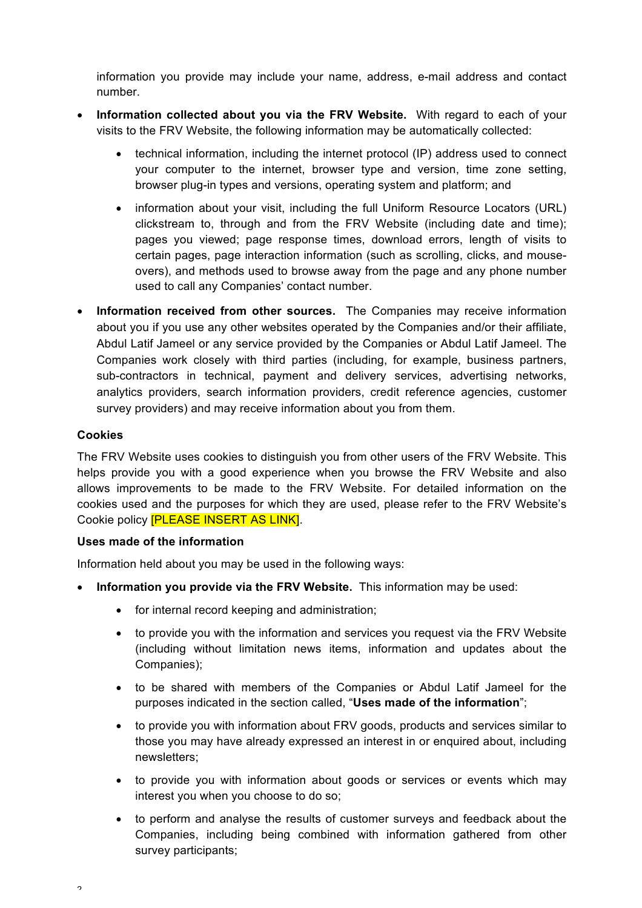information you provide may include your name, address, e-mail address and contact number.

- **Information collected about you via the FRV Website.** With regard to each of your visits to the FRV Website, the following information may be automatically collected:
  - technical information, including the internet protocol (IP) address used to connect your computer to the internet, browser type and version, time zone setting, browser plug-in types and versions, operating system and platform; and
  - information about your visit, including the full Uniform Resource Locators (URL) clickstream to, through and from the FRV Website (including date and time); pages you viewed; page response times, download errors, length of visits to certain pages, page interaction information (such as scrolling, clicks, and mouse-overs), and methods used to browse away from the page and any phone number used to call any Companies' contact number.
- **Information received from other sources.** The Companies may receive information about you if you use any other websites operated by the Companies and/or their affiliate, Abdul Latif Jameel or any service provided by the Companies or Abdul Latif Jameel. The Companies work closely with third parties (including, for example, business partners, sub-contractors in technical, payment and delivery services, advertising networks, analytics providers, search information providers, credit reference agencies, customer survey providers) and may receive information about you from them.

**Cookies**

The FRV Website uses cookies to distinguish you from other users of the FRV Website. This helps provide you with a good experience when you browse the FRV Website and also allows improvements to be made to the FRV Website. For detailed information on the cookies used and the purposes for which they are used, please refer to the FRV Website's Cookie policy [PLEASE INSERT AS LINK].

**Uses made of the information**

Information held about you may be used in the following ways:

- **Information you provide via the FRV Website.** This information may be used:
  - for internal record keeping and administration;
  - to provide you with the information and services you request via the FRV Website (including without limitation news items, information and updates about the Companies);
  - to be shared with members of the Companies or Abdul Latif Jameel for the purposes indicated in the section called, "**Uses made of the information**";
  - to provide you with information about FRV goods, products and services similar to those you may have already expressed an interest in or enquired about, including newsletters;
  - to provide you with information about goods or services or events which may interest you when you choose to do so;
  - to perform and analyse the results of customer surveys and feedback about the Companies, including being combined with information gathered from other survey participants;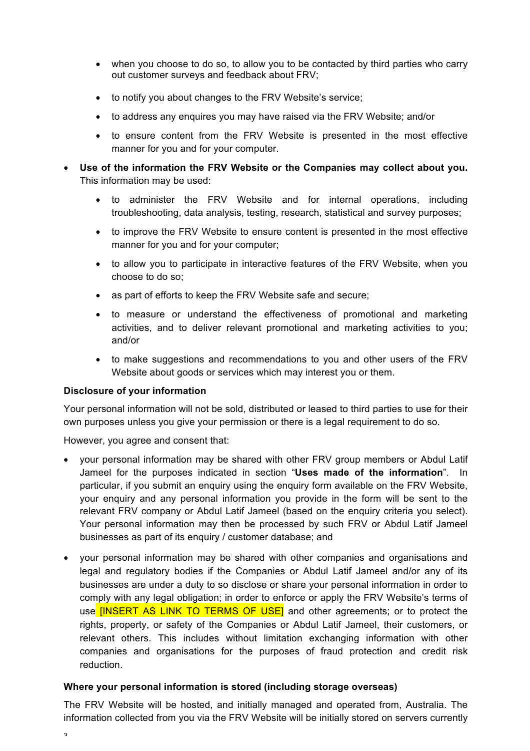- when you choose to do so, to allow you to be contacted by third parties who carry out customer surveys and feedback about FRV;
  - to notify you about changes to the FRV Website's service;
  - to address any enquires you may have raised via the FRV Website; and/or
  - to ensure content from the FRV Website is presented in the most effective manner for you and for your computer.

- **Use of the information the FRV Website or the Companies may collect about you.** This information may be used:
  - to administer the FRV Website and for internal operations, including troubleshooting, data analysis, testing, research, statistical and survey purposes;
  - to improve the FRV Website to ensure content is presented in the most effective manner for you and for your computer;
  - to allow you to participate in interactive features of the FRV Website, when you choose to do so;
  - as part of efforts to keep the FRV Website safe and secure;
  - to measure or understand the effectiveness of promotional and marketing activities, and to deliver relevant promotional and marketing activities to you; and/or
  - to make suggestions and recommendations to you and other users of the FRV Website about goods or services which may interest you or them.

**Disclosure of your information**

Your personal information will not be sold, distributed or leased to third parties to use for their own purposes unless you give your permission or there is a legal requirement to do so.

However, you agree and consent that:

- your personal information may be shared with other FRV group members or Abdul Latif Jameel for the purposes indicated in section "**Uses made of the information**". In particular, if you submit an enquiry using the enquiry form available on the FRV Website, your enquiry and any personal information you provide in the form will be sent to the relevant FRV company or Abdul Latif Jameel (based on the enquiry criteria you select). Your personal information may then be processed by such FRV or Abdul Latif Jameel businesses as part of its enquiry / customer database; and
- your personal information may be shared with other companies and organisations and legal and regulatory bodies if the Companies or Abdul Latif Jameel and/or any of its businesses are under a duty to so disclose or share your personal information in order to comply with any legal obligation; in order to enforce or apply the FRV Website's terms of use [INSERT AS LINK TO TERMS OF USE] and other agreements; or to protect the rights, property, or safety of the Companies or Abdul Latif Jameel, their customers, or relevant others. This includes without limitation exchanging information with other companies and organisations for the purposes of fraud protection and credit risk reduction.

**Where your personal information is stored (including storage overseas)**

The FRV Website will be hosted, and initially managed and operated from, Australia. The information collected from you via the FRV Website will be initially stored on servers currently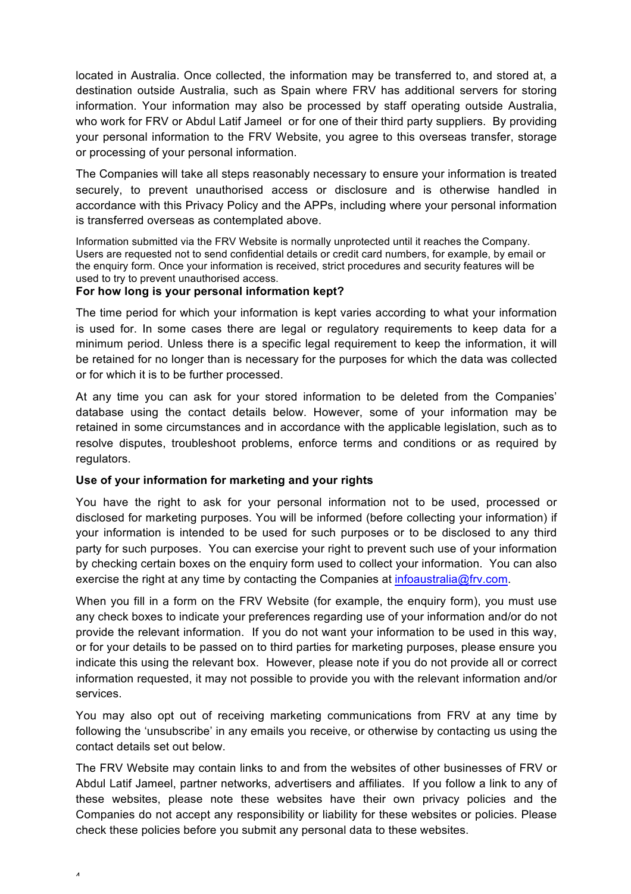located in Australia. Once collected, the information may be transferred to, and stored at, a destination outside Australia, such as Spain where FRV has additional servers for storing information. Your information may also be processed by staff operating outside Australia, who work for FRV or Abdul Latif Jameel or for one of their third party suppliers. By providing your personal information to the FRV Website, you agree to this overseas transfer, storage or processing of your personal information.

The Companies will take all steps reasonably necessary to ensure your information is treated securely, to prevent unauthorised access or disclosure and is otherwise handled in accordance with this Privacy Policy and the APPs, including where your personal information is transferred overseas as contemplated above.

Information submitted via the FRV Website is normally unprotected until it reaches the Company. Users are requested not to send confidential details or credit card numbers, for example, by email or the enquiry form. Once your information is received, strict procedures and security features will be used to try to prevent unauthorised access.

**For how long is your personal information kept?**

The time period for which your information is kept varies according to what your information is used for. In some cases there are legal or regulatory requirements to keep data for a minimum period. Unless there is a specific legal requirement to keep the information, it will be retained for no longer than is necessary for the purposes for which the data was collected or for which it is to be further processed.

At any time you can ask for your stored information to be deleted from the Companies' database using the contact details below. However, some of your information may be retained in some circumstances and in accordance with the applicable legislation, such as to resolve disputes, troubleshoot problems, enforce terms and conditions or as required by regulators.

**Use of your information for marketing and your rights**

You have the right to ask for your personal information not to be used, processed or disclosed for marketing purposes. You will be informed (before collecting your information) if your information is intended to be used for such purposes or to be disclosed to any third party for such purposes. You can exercise your right to prevent such use of your information by checking certain boxes on the enquiry form used to collect your information. You can also exercise the right at any time by contacting the Companies at infoaustralia@frv.com.

When you fill in a form on the FRV Website (for example, the enquiry form), you must use any check boxes to indicate your preferences regarding use of your information and/or do not provide the relevant information. If you do not want your information to be used in this way, or for your details to be passed on to third parties for marketing purposes, please ensure you indicate this using the relevant box. However, please note if you do not provide all or correct information requested, it may not possible to provide you with the relevant information and/or services.

You may also opt out of receiving marketing communications from FRV at any time by following the 'unsubscribe' in any emails you receive, or otherwise by contacting us using the contact details set out below.

The FRV Website may contain links to and from the websites of other businesses of FRV or Abdul Latif Jameel, partner networks, advertisers and affiliates. If you follow a link to any of these websites, please note these websites have their own privacy policies and the Companies do not accept any responsibility or liability for these websites or policies. Please check these policies before you submit any personal data to these websites.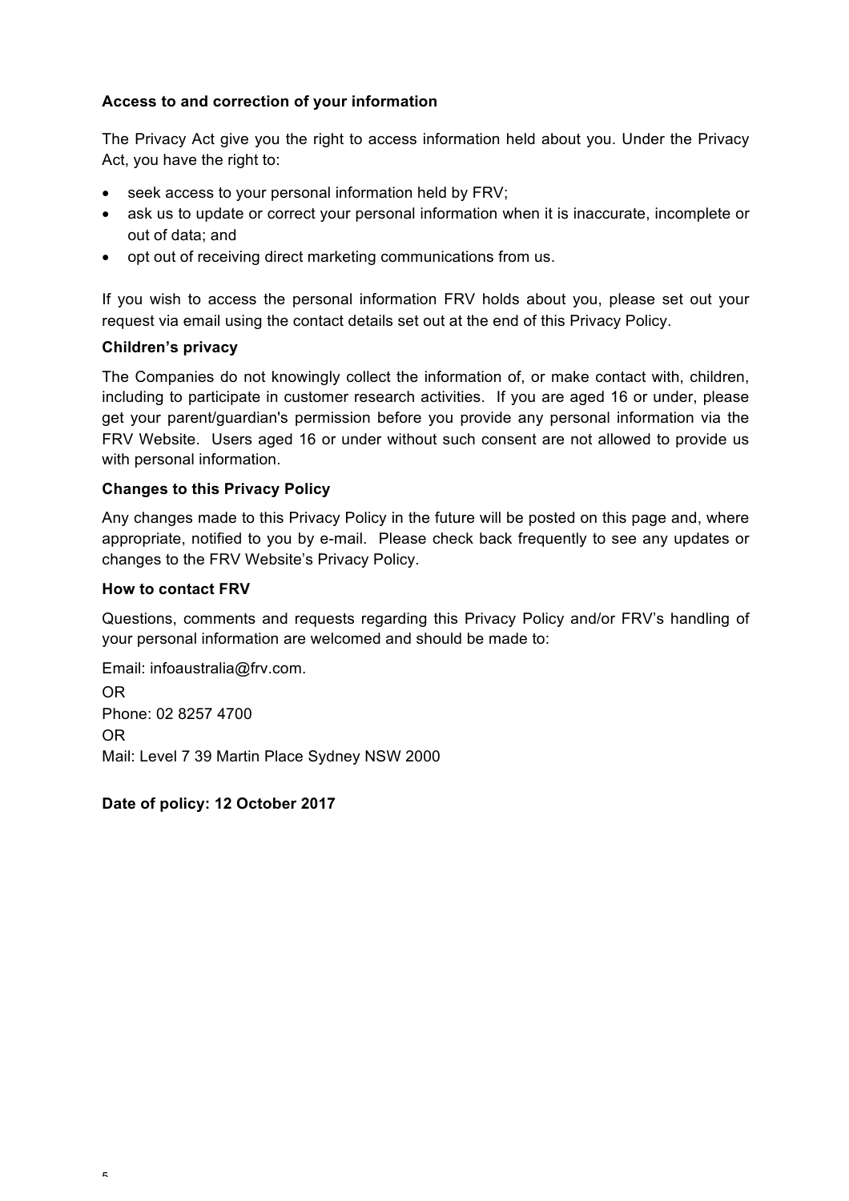**Access to and correction of your information**

The Privacy Act give you the right to access information held about you. Under the Privacy Act, you have the right to:

- seek access to your personal information held by FRV;
- ask us to update or correct your personal information when it is inaccurate, incomplete or out of data; and
- opt out of receiving direct marketing communications from us.

If you wish to access the personal information FRV holds about you, please set out your request via email using the contact details set out at the end of this Privacy Policy.

**Children's privacy**

The Companies do not knowingly collect the information of, or make contact with, children, including to participate in customer research activities. If you are aged 16 or under, please get your parent/guardian's permission before you provide any personal information via the FRV Website. Users aged 16 or under without such consent are not allowed to provide us with personal information.

**Changes to this Privacy Policy**

Any changes made to this Privacy Policy in the future will be posted on this page and, where appropriate, notified to you by e-mail. Please check back frequently to see any updates or changes to the FRV Website's Privacy Policy.

**How to contact FRV**

Questions, comments and requests regarding this Privacy Policy and/or FRV's handling of your personal information are welcomed and should be made to:

Email: infoaustralia@frv.com.
OR
Phone: 02 8257 4700
OR
Mail: Level 7 39 Martin Place Sydney NSW 2000

**Date of policy: 12 October 2017**